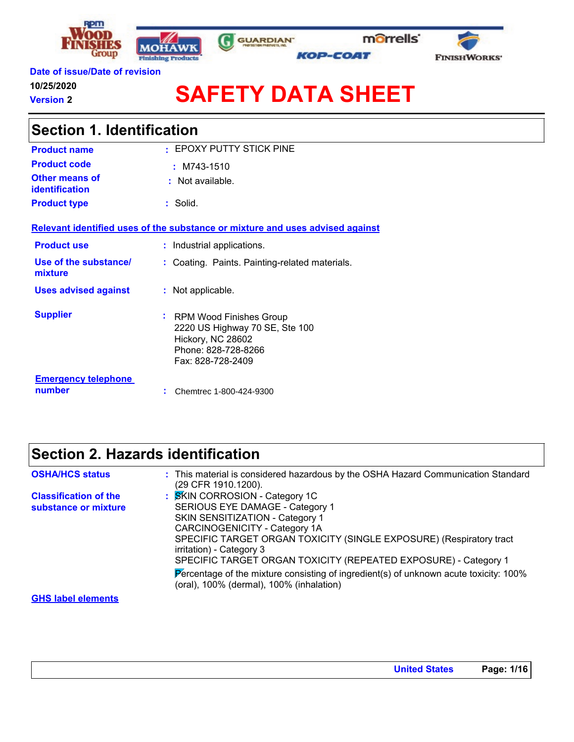Date of issue/Date of revision

10/25/2020

Version 2

# SAFETY DATA SHEET

## Section 1. Identification

| | | |
|---|---|---|
| **Product name** | : | EPOXY PUTTY STICK PINE |
| **Product code** | : | M743-1510 |
| **Other means of identification** | : | Not available. |
| **Product type** | : | Solid. |

**Relevant identified uses of the substance or mixture and uses advised against**

| | | |
|---|---|---|
| **Product use** | : | Industrial applications. |
| **Use of the substance/ mixture** | : | Coating. Paints. Painting-related materials. |
| **Uses advised against** | : | Not applicable. |
| **Supplier** | : | RPM Wood Finishes Group<br>2220 US Highway 70 SE, Ste 100<br>Hickory, NC 28602<br>Phone: 828-728-8266<br>Fax: 828-728-2409 |
| **Emergency telephone number** | : | Chemtrec 1-800-424-9300 |

## Section 2. Hazards identification

| | | |
|---|---|---|
| **OSHA/HCS status** | : | This material is considered hazardous by the OSHA Hazard Communication Standard (29 CFR 1910.1200). |
| **Classification of the substance or mixture** | : | SKIN CORROSION - Category 1C<br>SERIOUS EYE DAMAGE - Category 1<br>SKIN SENSITIZATION - Category 1<br>CARCINOGENICITY - Category 1A<br>SPECIFIC TARGET ORGAN TOXICITY (SINGLE EXPOSURE) (Respiratory tract irritation) - Category 3<br>SPECIFIC TARGET ORGAN TOXICITY (REPEATED EXPOSURE) - Category 1<br>Percentage of the mixture consisting of ingredient(s) of unknown acute toxicity: 100% (oral), 100% (dermal), 100% (inhalation) |

**GHS label elements**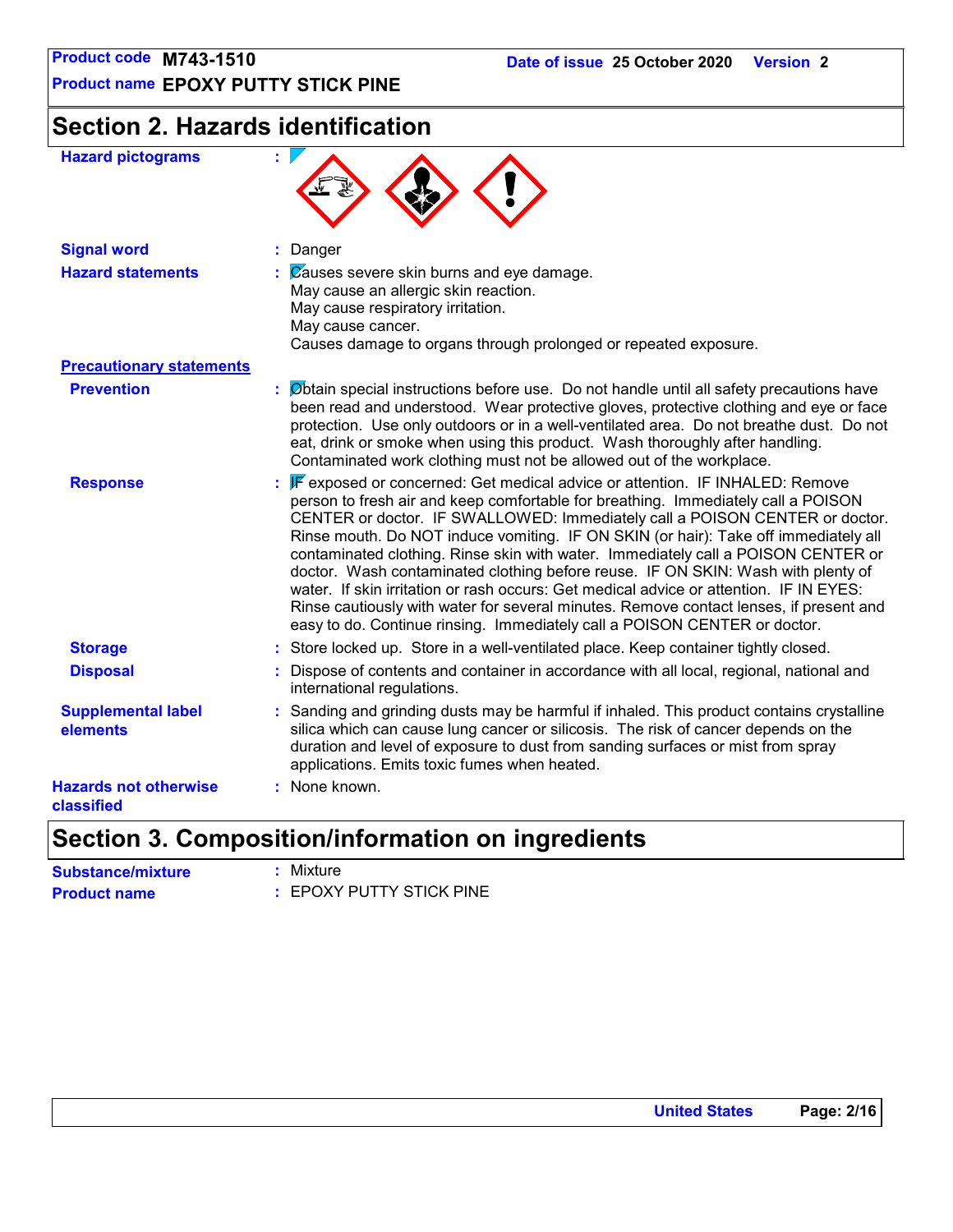## Section 2. Hazards identification

**Hazard pictograms** :

**Signal word** : Danger

**Hazard statements** : Causes severe skin burns and eye damage.
May cause an allergic skin reaction.
May cause respiratory irritation.
May cause cancer.
Causes damage to organs through prolonged or repeated exposure.

**Precautionary statements**

**Prevention** : Obtain special instructions before use. Do not handle until all safety precautions have been read and understood. Wear protective gloves, protective clothing and eye or face protection. Use only outdoors or in a well-ventilated area. Do not breathe dust. Do not eat, drink or smoke when using this product. Wash thoroughly after handling. Contaminated work clothing must not be allowed out of the workplace.

**Response** : IF exposed or concerned: Get medical advice or attention. IF INHALED: Remove person to fresh air and keep comfortable for breathing. Immediately call a POISON CENTER or doctor. IF SWALLOWED: Immediately call a POISON CENTER or doctor. Rinse mouth. Do NOT induce vomiting. IF ON SKIN (or hair): Take off immediately all contaminated clothing. Rinse skin with water. Immediately call a POISON CENTER or doctor. Wash contaminated clothing before reuse. IF ON SKIN: Wash with plenty of water. If skin irritation or rash occurs: Get medical advice or attention. IF IN EYES: Rinse cautiously with water for several minutes. Remove contact lenses, if present and easy to do. Continue rinsing. Immediately call a POISON CENTER or doctor.

**Storage** : Store locked up. Store in a well-ventilated place. Keep container tightly closed.

**Disposal** : Dispose of contents and container in accordance with all local, regional, national and international regulations.

**Supplemental label elements** : Sanding and grinding dusts may be harmful if inhaled. This product contains crystalline silica which can cause lung cancer or silicosis. The risk of cancer depends on the duration and level of exposure to dust from sanding surfaces or mist from spray applications. Emits toxic fumes when heated.

**Hazards not otherwise classified** : None known.

## Section 3. Composition/information on ingredients

**Substance/mixture** : Mixture

**Product name** : EPOXY PUTTY STICK PINE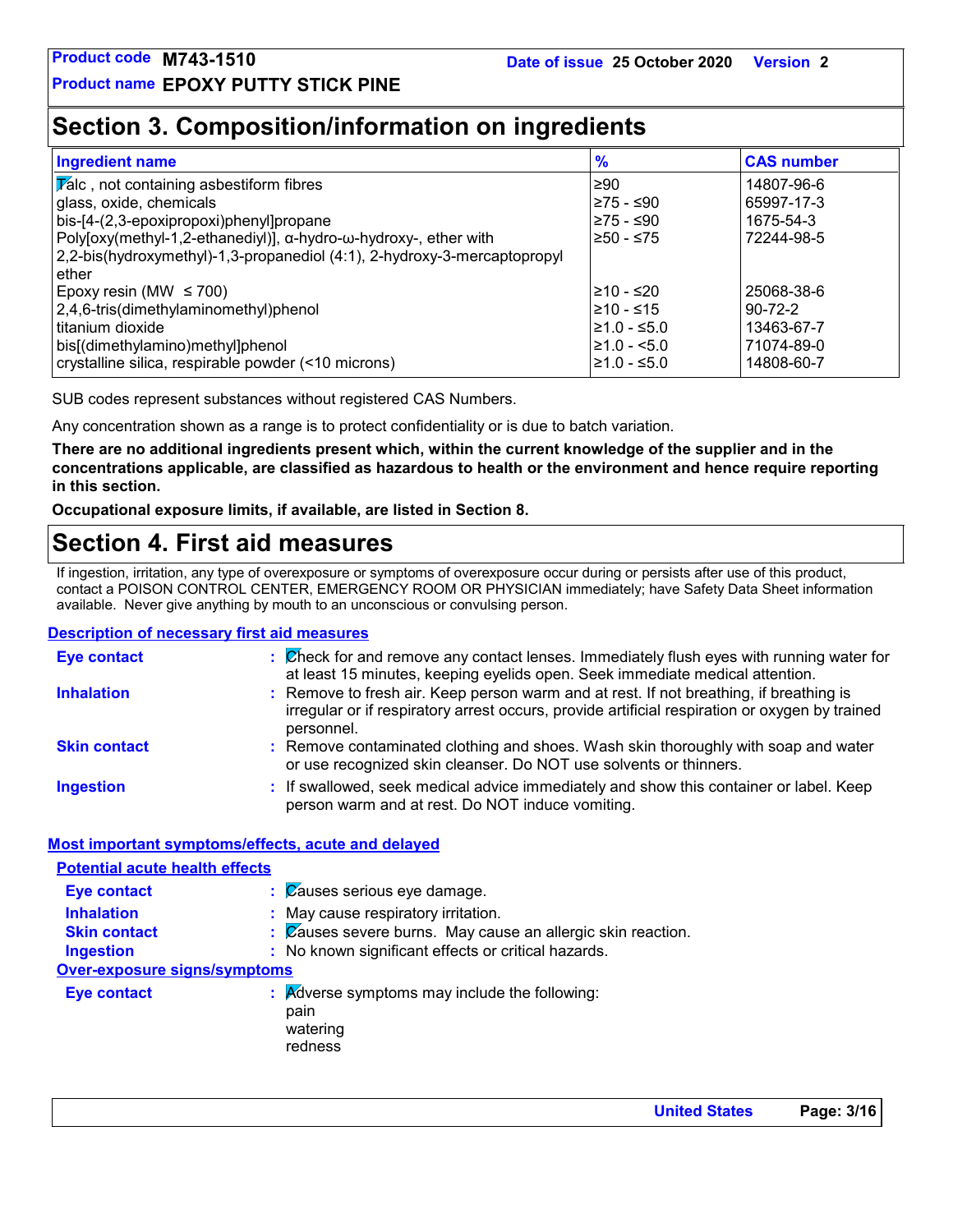## Section 3. Composition/information on ingredients

| Ingredient name | % | CAS number |
|---|---|---|
| Talc , not containing asbestiform fibres | ≥90 | 14807-96-6 |
| glass, oxide, chemicals | ≥75 - ≤90 | 65997-17-3 |
| bis-[4-(2,3-epoxipropoxi)phenyl]propane | ≥75 - ≤90 | 1675-54-3 |
| Poly[oxy(methyl-1,2-ethanediyl)], α-hydro-ω-hydroxy-, ether with 2,2-bis(hydroxymethyl)-1,3-propanediol (4:1), 2-hydroxy-3-mercaptopropyl ether | ≥50 - ≤75 | 72244-98-5 |
| Epoxy resin (MW ≤ 700) | ≥10 - ≤20 | 25068-38-6 |
| 2,4,6-tris(dimethylaminomethyl)phenol | ≥10 - ≤15 | 90-72-2 |
| titanium dioxide | ≥1.0 - ≤5.0 | 13463-67-7 |
| bis[(dimethylamino)methyl]phenol | ≥1.0 - <5.0 | 71074-89-0 |
| crystalline silica, respirable powder (<10 microns) | ≥1.0 - ≤5.0 | 14808-60-7 |

SUB codes represent substances without registered CAS Numbers.

Any concentration shown as a range is to protect confidentiality or is due to batch variation.

**There are no additional ingredients present which, within the current knowledge of the supplier and in the concentrations applicable, are classified as hazardous to health or the environment and hence require reporting in this section.**

**Occupational exposure limits, if available, are listed in Section 8.**

## Section 4. First aid measures

If ingestion, irritation, any type of overexposure or symptoms of overexposure occur during or persists after use of this product, contact a POISON CONTROL CENTER, EMERGENCY ROOM OR PHYSICIAN immediately; have Safety Data Sheet information available. Never give anything by mouth to an unconscious or convulsing person.

### Description of necessary first aid measures

**Eye contact** : Check for and remove any contact lenses. Immediately flush eyes with running water for at least 15 minutes, keeping eyelids open. Seek immediate medical attention.

**Inhalation** : Remove to fresh air. Keep person warm and at rest. If not breathing, if breathing is irregular or if respiratory arrest occurs, provide artificial respiration or oxygen by trained personnel.

**Skin contact** : Remove contaminated clothing and shoes. Wash skin thoroughly with soap and water or use recognized skin cleanser. Do NOT use solvents or thinners.

**Ingestion** : If swallowed, seek medical advice immediately and show this container or label. Keep person warm and at rest. Do NOT induce vomiting.

### Most important symptoms/effects, acute and delayed

#### Potential acute health effects

**Eye contact** : Causes serious eye damage.

**Inhalation** : May cause respiratory irritation.

**Skin contact** : Causes severe burns. May cause an allergic skin reaction.

**Ingestion** : No known significant effects or critical hazards.

#### Over-exposure signs/symptoms

**Eye contact** : Adverse symptoms may include the following:
pain
watering
redness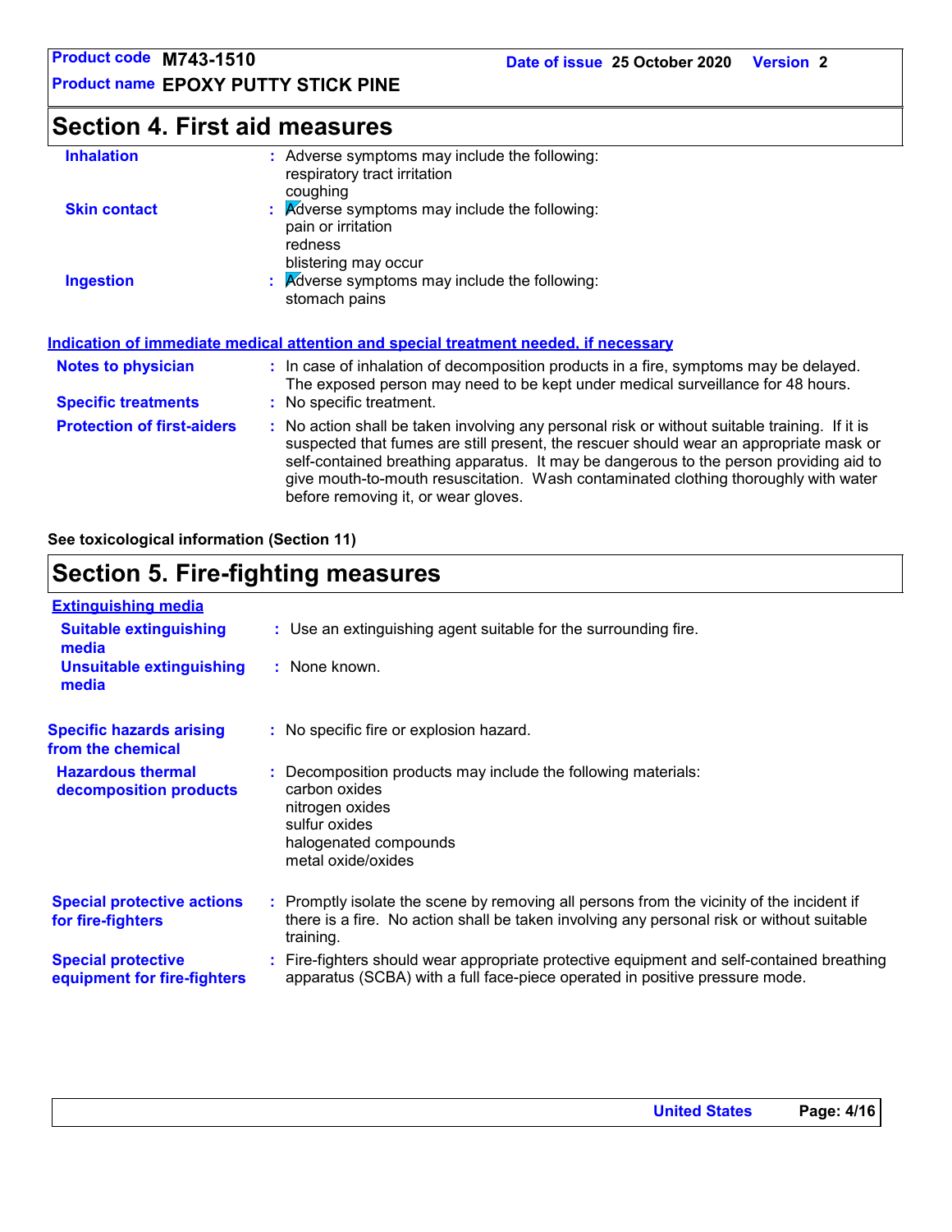## Section 4. First aid measures

| | |
|---|---|
| **Inhalation** | Adverse symptoms may include the following:<br>respiratory tract irritation<br>coughing |
| **Skin contact** | Adverse symptoms may include the following:<br>pain or irritation<br>redness<br>blistering may occur |
| **Ingestion** | Adverse symptoms may include the following:<br>stomach pains |

### Indication of immediate medical attention and special treatment needed, if necessary

| | |
|---|---|
| **Notes to physician** | In case of inhalation of decomposition products in a fire, symptoms may be delayed. The exposed person may need to be kept under medical surveillance for 48 hours. |
| **Specific treatments** | No specific treatment. |
| **Protection of first-aiders** | No action shall be taken involving any personal risk or without suitable training. If it is suspected that fumes are still present, the rescuer should wear an appropriate mask or self-contained breathing apparatus. It may be dangerous to the person providing aid to give mouth-to-mouth resuscitation. Wash contaminated clothing thoroughly with water before removing it, or wear gloves. |

**See toxicological information (Section 11)**

## Section 5. Fire-fighting measures

### Extinguishing media

| | |
|---|---|
| **Suitable extinguishing media** | Use an extinguishing agent suitable for the surrounding fire. |
| **Unsuitable extinguishing media** | None known. |

| | |
|---|---|
| **Specific hazards arising from the chemical** | No specific fire or explosion hazard. |
| **Hazardous thermal decomposition products** | Decomposition products may include the following materials:<br>carbon oxides<br>nitrogen oxides<br>sulfur oxides<br>halogenated compounds<br>metal oxide/oxides |
| **Special protective actions for fire-fighters** | Promptly isolate the scene by removing all persons from the vicinity of the incident if there is a fire. No action shall be taken involving any personal risk or without suitable training. |
| **Special protective equipment for fire-fighters** | Fire-fighters should wear appropriate protective equipment and self-contained breathing apparatus (SCBA) with a full face-piece operated in positive pressure mode. |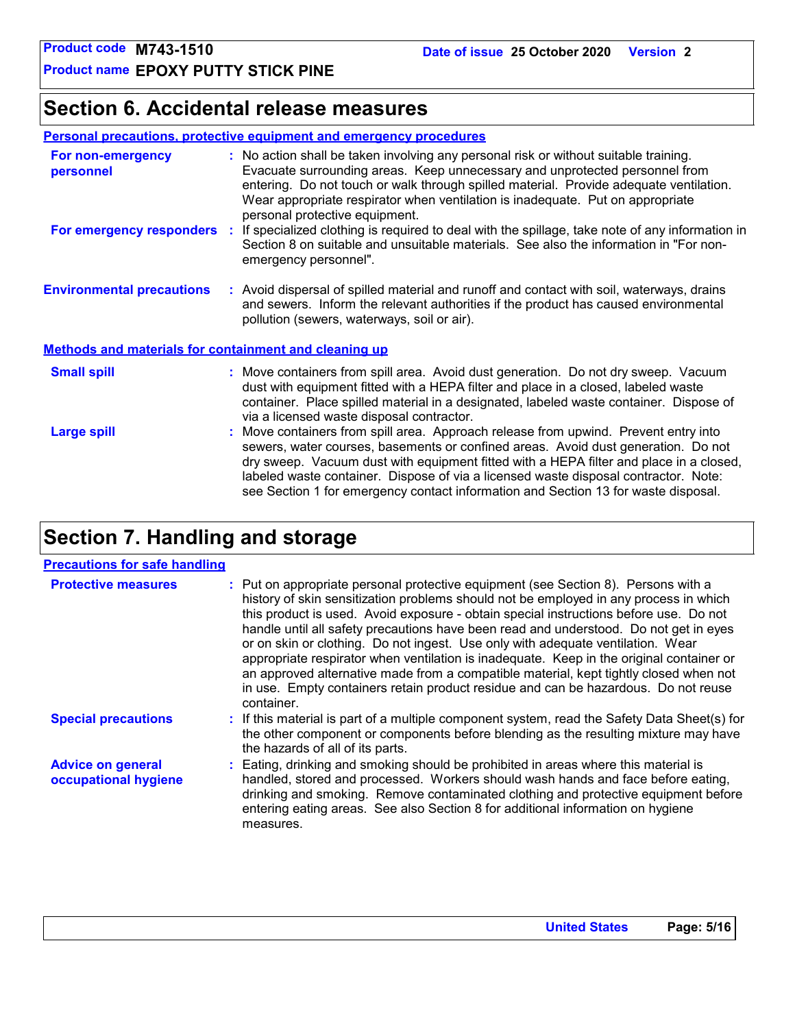## Section 6. Accidental release measures

### Personal precautions, protective equipment and emergency procedures

**For non-emergency personnel** : No action shall be taken involving any personal risk or without suitable training. Evacuate surrounding areas. Keep unnecessary and unprotected personnel from entering. Do not touch or walk through spilled material. Provide adequate ventilation. Wear appropriate respirator when ventilation is inadequate. Put on appropriate personal protective equipment.

**For emergency responders** : If specialized clothing is required to deal with the spillage, take note of any information in Section 8 on suitable and unsuitable materials. See also the information in "For non-emergency personnel".

**Environmental precautions** : Avoid dispersal of spilled material and runoff and contact with soil, waterways, drains and sewers. Inform the relevant authorities if the product has caused environmental pollution (sewers, waterways, soil or air).

### Methods and materials for containment and cleaning up

**Small spill** : Move containers from spill area. Avoid dust generation. Do not dry sweep. Vacuum dust with equipment fitted with a HEPA filter and place in a closed, labeled waste container. Place spilled material in a designated, labeled waste container. Dispose of via a licensed waste disposal contractor.

**Large spill** : Move containers from spill area. Approach release from upwind. Prevent entry into sewers, water courses, basements or confined areas. Avoid dust generation. Do not dry sweep. Vacuum dust with equipment fitted with a HEPA filter and place in a closed, labeled waste container. Dispose of via a licensed waste disposal contractor. Note: see Section 1 for emergency contact information and Section 13 for waste disposal.

## Section 7. Handling and storage

### Precautions for safe handling

**Protective measures** : Put on appropriate personal protective equipment (see Section 8). Persons with a history of skin sensitization problems should not be employed in any process in which this product is used. Avoid exposure - obtain special instructions before use. Do not handle until all safety precautions have been read and understood. Do not get in eyes or on skin or clothing. Do not ingest. Use only with adequate ventilation. Wear appropriate respirator when ventilation is inadequate. Keep in the original container or an approved alternative made from a compatible material, kept tightly closed when not in use. Empty containers retain product residue and can be hazardous. Do not reuse container.

**Special precautions** : If this material is part of a multiple component system, read the Safety Data Sheet(s) for the other component or components before blending as the resulting mixture may have the hazards of all of its parts.

**Advice on general occupational hygiene** : Eating, drinking and smoking should be prohibited in areas where this material is handled, stored and processed. Workers should wash hands and face before eating, drinking and smoking. Remove contaminated clothing and protective equipment before entering eating areas. See also Section 8 for additional information on hygiene measures.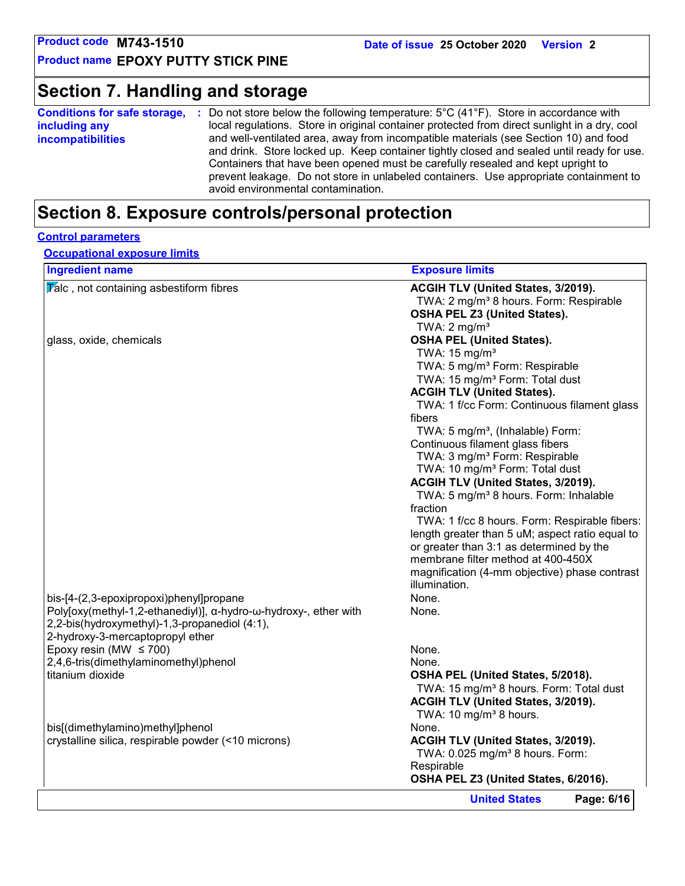# Section 7. Handling and storage

**Conditions for safe storage, including any incompatibilities** : Do not store below the following temperature: 5°C (41°F). Store in accordance with local regulations. Store in original container protected from direct sunlight in a dry, cool and well-ventilated area, away from incompatible materials (see Section 10) and food and drink. Store locked up. Keep container tightly closed and sealed until ready for use. Containers that have been opened must be carefully resealed and kept upright to prevent leakage. Do not store in unlabeled containers. Use appropriate containment to avoid environmental contamination.

# Section 8. Exposure controls/personal protection

## Control parameters

### Occupational exposure limits

| Ingredient name | Exposure limits |
|---|---|
| Talc , not containing asbestiform fibres | **ACGIH TLV (United States, 3/2019).**<br>TWA: 2 mg/m³ 8 hours. Form: Respirable<br>**OSHA PEL Z3 (United States).**<br>TWA: 2 mg/m³ |
| glass, oxide, chemicals | **OSHA PEL (United States).**<br>TWA: 15 mg/m³<br>TWA: 5 mg/m³ Form: Respirable<br>TWA: 15 mg/m³ Form: Total dust<br>**ACGIH TLV (United States).**<br>TWA: 1 f/cc Form: Continuous filament glass fibers<br>TWA: 5 mg/m³, (Inhalable) Form: Continuous filament glass fibers<br>TWA: 3 mg/m³ Form: Respirable<br>TWA: 10 mg/m³ Form: Total dust<br>**ACGIH TLV (United States, 3/2019).**<br>TWA: 5 mg/m³ 8 hours. Form: Inhalable fraction<br>TWA: 1 f/cc 8 hours. Form: Respirable fibers: length greater than 5 uM; aspect ratio equal to or greater than 3:1 as determined by the membrane filter method at 400-450X magnification (4-mm objective) phase contrast illumination. |
| bis-[4-(2,3-epoxipropoxi)phenyl]propane | None. |
| Poly[oxy(methyl-1,2-ethanediyl)], α-hydro-ω-hydroxy-, ether with 2,2-bis(hydroxymethyl)-1,3-propanediol (4:1), 2-hydroxy-3-mercaptopropyl ether | None. |
| Epoxy resin (MW ≤ 700) | None. |
| 2,4,6-tris(dimethylaminomethyl)phenol | None. |
| titanium dioxide | **OSHA PEL (United States, 5/2018).**<br>TWA: 15 mg/m³ 8 hours. Form: Total dust<br>**ACGIH TLV (United States, 3/2019).**<br>TWA: 10 mg/m³ 8 hours. |
| bis[(dimethylamino)methyl]phenol | None. |
| crystalline silica, respirable powder (<10 microns) | **ACGIH TLV (United States, 3/2019).**<br>TWA: 0.025 mg/m³ 8 hours. Form: Respirable<br>**OSHA PEL Z3 (United States, 6/2016).** |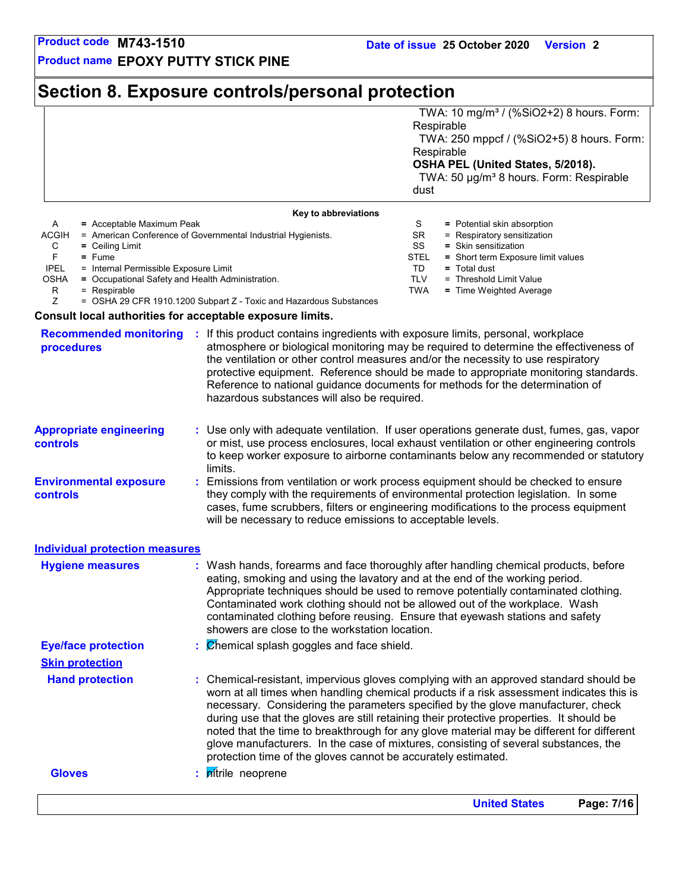Product code **M743-1510**
Product name **EPOXY PUTTY STICK PINE**
Date of issue **25 October 2020** Version **2**

# Section 8. Exposure controls/personal protection

| | |
|---|---|
| | TWA: 10 mg/m³ / (%SiO2+2) 8 hours. Form: Respirable<br>TWA: 250 mppcf / (%SiO2+5) 8 hours. Form: Respirable<br>**OSHA PEL (United States, 5/2018).**<br>TWA: 50 µg/m³ 8 hours. Form: Respirable dust |

**Key to abbreviations**

| | | | |
|---|---|---|---|
| A | = Acceptable Maximum Peak | S | = Potential skin absorption |
| ACGIH | = American Conference of Governmental Industrial Hygienists. | SR | = Respiratory sensitization |
| C | = Ceiling Limit | SS | = Skin sensitization |
| F | = Fume | STEL | = Short term Exposure limit values |
| IPEL | = Internal Permissible Exposure Limit | TD | = Total dust |
| OSHA | = Occupational Safety and Health Administration. | TLV | = Threshold Limit Value |
| R | = Respirable | TWA | = Time Weighted Average |
| Z | = OSHA 29 CFR 1910.1200 Subpart Z - Toxic and Hazardous Substances | | |

**Consult local authorities for acceptable exposure limits.**

**Recommended monitoring procedures** : If this product contains ingredients with exposure limits, personal, workplace atmosphere or biological monitoring may be required to determine the effectiveness of the ventilation or other control measures and/or the necessity to use respiratory protective equipment. Reference should be made to appropriate monitoring standards. Reference to national guidance documents for methods for the determination of hazardous substances will also be required.

**Appropriate engineering controls** : Use only with adequate ventilation. If user operations generate dust, fumes, gas, vapor or mist, use process enclosures, local exhaust ventilation or other engineering controls to keep worker exposure to airborne contaminants below any recommended or statutory limits.

**Environmental exposure controls** : Emissions from ventilation or work process equipment should be checked to ensure they comply with the requirements of environmental protection legislation. In some cases, fume scrubbers, filters or engineering modifications to the process equipment will be necessary to reduce emissions to acceptable levels.

## Individual protection measures

**Hygiene measures** : Wash hands, forearms and face thoroughly after handling chemical products, before eating, smoking and using the lavatory and at the end of the working period. Appropriate techniques should be used to remove potentially contaminated clothing. Contaminated work clothing should not be allowed out of the workplace. Wash contaminated clothing before reusing. Ensure that eyewash stations and safety showers are close to the workstation location.

**Eye/face protection** : Chemical splash goggles and face shield.

**Skin protection**

**Hand protection** : Chemical-resistant, impervious gloves complying with an approved standard should be worn at all times when handling chemical products if a risk assessment indicates this is necessary. Considering the parameters specified by the glove manufacturer, check during use that the gloves are still retaining their protective properties. It should be noted that the time to breakthrough for any glove material may be different for different glove manufacturers. In the case of mixtures, consisting of several substances, the protection time of the gloves cannot be accurately estimated.

**Gloves** : nitrile neoprene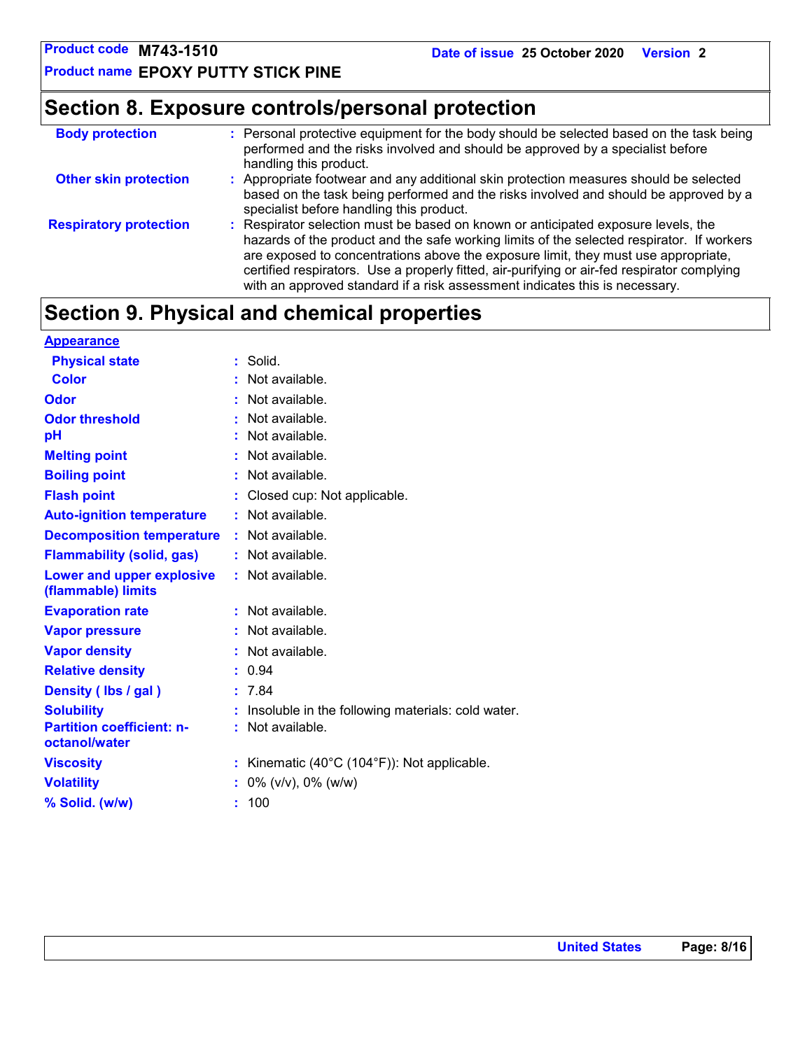## Section 8. Exposure controls/personal protection

**Body protection** : Personal protective equipment for the body should be selected based on the task being performed and the risks involved and should be approved by a specialist before handling this product.

**Other skin protection** : Appropriate footwear and any additional skin protection measures should be selected based on the task being performed and the risks involved and should be approved by a specialist before handling this product.

**Respiratory protection** : Respirator selection must be based on known or anticipated exposure levels, the hazards of the product and the safe working limits of the selected respirator. If workers are exposed to concentrations above the exposure limit, they must use appropriate, certified respirators. Use a properly fitted, air-purifying or air-fed respirator complying with an approved standard if a risk assessment indicates this is necessary.

## Section 9. Physical and chemical properties

**Appearance**

| | |
|---|---|
| **Physical state** | Solid. |
| **Color** | Not available. |
| **Odor** | Not available. |
| **Odor threshold** | Not available. |
| **pH** | Not available. |
| **Melting point** | Not available. |
| **Boiling point** | Not available. |
| **Flash point** | Closed cup: Not applicable. |
| **Auto-ignition temperature** | Not available. |
| **Decomposition temperature** | Not available. |
| **Flammability (solid, gas)** | Not available. |
| **Lower and upper explosive (flammable) limits** | Not available. |
| **Evaporation rate** | Not available. |
| **Vapor pressure** | Not available. |
| **Vapor density** | Not available. |
| **Relative density** | 0.94 |
| **Density ( lbs / gal )** | 7.84 |
| **Solubility** | Insoluble in the following materials: cold water. |
| **Partition coefficient: n-octanol/water** | Not available. |
| **Viscosity** | Kinematic (40°C (104°F)): Not applicable. |
| **Volatility** | 0% (v/v), 0% (w/w) |
| **% Solid. (w/w)** | 100 |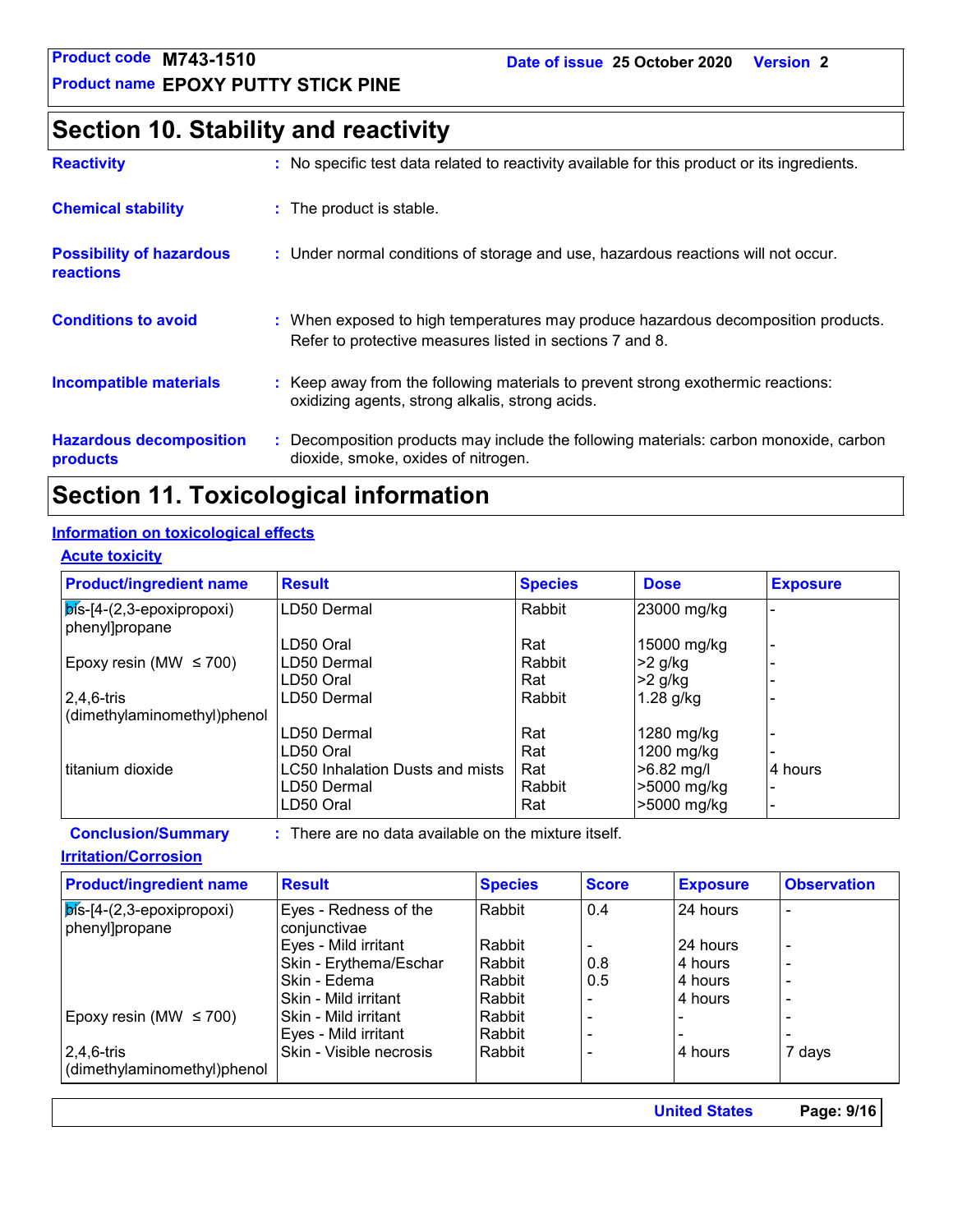## Section 10. Stability and reactivity

**Reactivity** : No specific test data related to reactivity available for this product or its ingredients.

**Chemical stability** : The product is stable.

**Possibility of hazardous reactions** : Under normal conditions of storage and use, hazardous reactions will not occur.

**Conditions to avoid** : When exposed to high temperatures may produce hazardous decomposition products. Refer to protective measures listed in sections 7 and 8.

**Incompatible materials** : Keep away from the following materials to prevent strong exothermic reactions: oxidizing agents, strong alkalis, strong acids.

**Hazardous decomposition products** : Decomposition products may include the following materials: carbon monoxide, carbon dioxide, smoke, oxides of nitrogen.

## Section 11. Toxicological information

### Information on toxicological effects

#### Acute toxicity

| Product/ingredient name | Result | Species | Dose | Exposure |
|---|---|---|---|---|
| bis-[4-(2,3-epoxipropoxi) phenyl]propane | LD50 Dermal | Rabbit | 23000 mg/kg | - |
| | LD50 Oral | Rat | 15000 mg/kg | - |
| Epoxy resin (MW ≤ 700) | LD50 Dermal | Rabbit | >2 g/kg | - |
| | LD50 Oral | Rat | >2 g/kg | - |
| 2,4,6-tris (dimethylaminomethyl)phenol | LD50 Dermal | Rabbit | 1.28 g/kg | - |
| | LD50 Dermal | Rat | 1280 mg/kg | - |
| | LD50 Oral | Rat | 1200 mg/kg | - |
| titanium dioxide | LC50 Inhalation Dusts and mists | Rat | >6.82 mg/l | 4 hours |
| | LD50 Dermal | Rabbit | >5000 mg/kg | - |
| | LD50 Oral | Rat | >5000 mg/kg | - |

**Conclusion/Summary** : There are no data available on the mixture itself.

#### Irritation/Corrosion

| Product/ingredient name | Result | Species | Score | Exposure | Observation |
|---|---|---|---|---|---|
| bis-[4-(2,3-epoxipropoxi) phenyl]propane | Eyes - Redness of the conjunctivae | Rabbit | 0.4 | 24 hours | - |
| | Eyes - Mild irritant | Rabbit | - | 24 hours | - |
| | Skin - Erythema/Eschar | Rabbit | 0.8 | 4 hours | - |
| | Skin - Edema | Rabbit | 0.5 | 4 hours | - |
| | Skin - Mild irritant | Rabbit | - | 4 hours | - |
| Epoxy resin (MW ≤ 700) | Skin - Mild irritant | Rabbit | - | - | - |
| | Eyes - Mild irritant | Rabbit | - | - | - |
| 2,4,6-tris (dimethylaminomethyl)phenol | Skin - Visible necrosis | Rabbit | - | 4 hours | 7 days |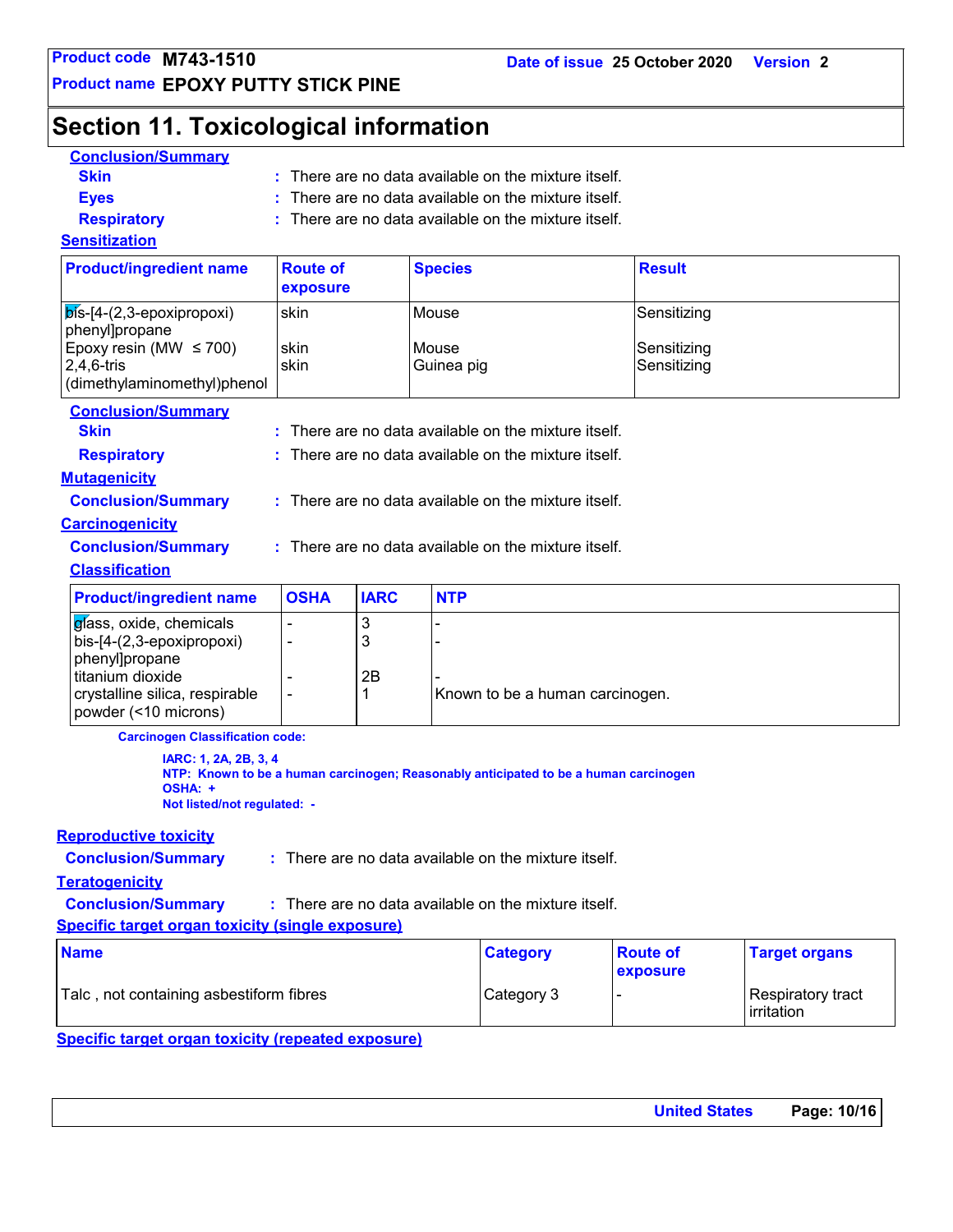# Section 11. Toxicological information

**Conclusion/Summary**

**Skin** : There are no data available on the mixture itself.

**Eyes** : There are no data available on the mixture itself.

**Respiratory** : There are no data available on the mixture itself.

**Sensitization**

| Product/ingredient name | Route of exposure | Species | Result |
|---|---|---|---|
| bis-[4-(2,3-epoxipropoxi) phenyl]propane | skin | Mouse | Sensitizing |
| Epoxy resin (MW ≤ 700) | skin | Mouse | Sensitizing |
| 2,4,6-tris (dimethylaminomethyl)phenol | skin | Guinea pig | Sensitizing |

**Conclusion/Summary**

**Skin** : There are no data available on the mixture itself.

**Respiratory** : There are no data available on the mixture itself.

**Mutagenicity**

**Conclusion/Summary** : There are no data available on the mixture itself.

**Carcinogenicity**

**Conclusion/Summary** : There are no data available on the mixture itself.

**Classification**

| Product/ingredient name | OSHA | IARC | NTP |
|---|---|---|---|
| glass, oxide, chemicals | - | 3 | - |
| bis-[4-(2,3-epoxipropoxi) phenyl]propane | - | 3 | - |
| titanium dioxide | - | 2B | - |
| crystalline silica, respirable powder (<10 microns) | - | 1 | Known to be a human carcinogen. |

**Carcinogen Classification code:**

**IARC: 1, 2A, 2B, 3, 4**
**NTP: Known to be a human carcinogen; Reasonably anticipated to be a human carcinogen**
**OSHA: +**
**Not listed/not regulated: -**

**Reproductive toxicity**

**Conclusion/Summary** : There are no data available on the mixture itself.

**Teratogenicity**

**Conclusion/Summary** : There are no data available on the mixture itself.

**Specific target organ toxicity (single exposure)**

| Name | Category | Route of exposure | Target organs |
|---|---|---|---|
| Talc , not containing asbestiform fibres | Category 3 | - | Respiratory tract irritation |

**Specific target organ toxicity (repeated exposure)**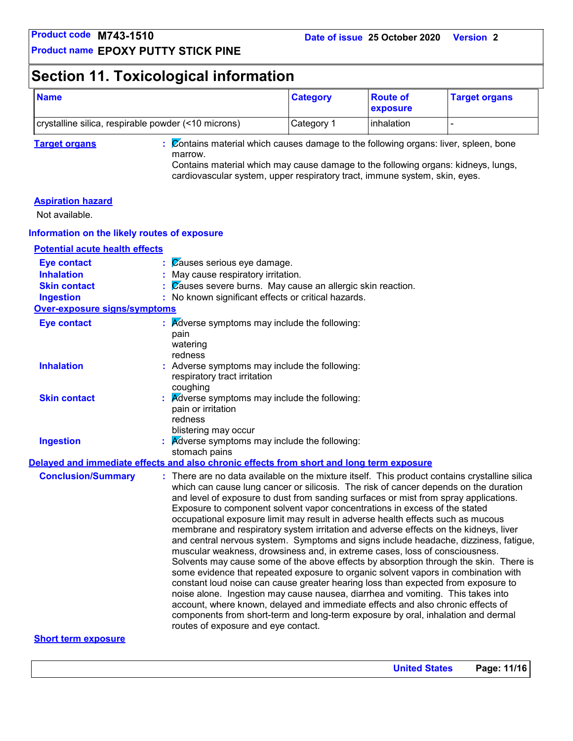## Section 11. Toxicological information

| Name | Category | Route of exposure | Target organs |
|---|---|---|---|
| crystalline silica, respirable powder (<10 microns) | Category 1 | inhalation | - |

**Target organs** : Contains material which causes damage to the following organs: liver, spleen, bone marrow.
Contains material which may cause damage to the following organs: kidneys, lungs, cardiovascular system, upper respiratory tract, immune system, skin, eyes.

**Aspiration hazard**

Not available.

### Information on the likely routes of exposure

**Potential acute health effects**

**Eye contact** : Causes serious eye damage.

**Inhalation** : May cause respiratory irritation.

**Skin contact** : Causes severe burns. May cause an allergic skin reaction.

**Ingestion** : No known significant effects or critical hazards.

**Over-exposure signs/symptoms**

**Eye contact** : Adverse symptoms may include the following:
pain
watering
redness

**Inhalation** : Adverse symptoms may include the following:
respiratory tract irritation
coughing

**Skin contact** : Adverse symptoms may include the following:
pain or irritation
redness
blistering may occur

**Ingestion** : Adverse symptoms may include the following:
stomach pains

### Delayed and immediate effects and also chronic effects from short and long term exposure

**Conclusion/Summary** : There are no data available on the mixture itself. This product contains crystalline silica which can cause lung cancer or silicosis. The risk of cancer depends on the duration and level of exposure to dust from sanding surfaces or mist from spray applications. Exposure to component solvent vapor concentrations in excess of the stated occupational exposure limit may result in adverse health effects such as mucous membrane and respiratory system irritation and adverse effects on the kidneys, liver and central nervous system. Symptoms and signs include headache, dizziness, fatigue, muscular weakness, drowsiness and, in extreme cases, loss of consciousness. Solvents may cause some of the above effects by absorption through the skin. There is some evidence that repeated exposure to organic solvent vapors in combination with constant loud noise can cause greater hearing loss than expected from exposure to noise alone. Ingestion may cause nausea, diarrhea and vomiting. This takes into account, where known, delayed and immediate effects and also chronic effects of components from short-term and long-term exposure by oral, inhalation and dermal routes of exposure and eye contact.

**Short term exposure**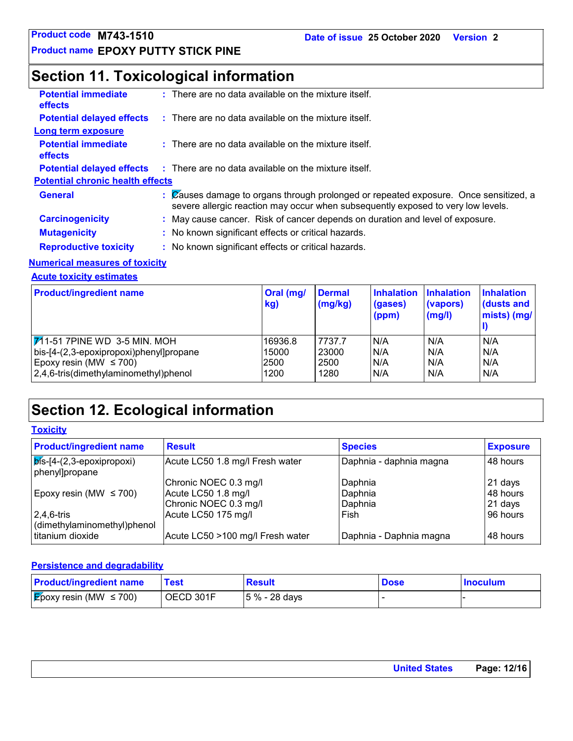## Section 11. Toxicological information

**Potential immediate effects** : There are no data available on the mixture itself.

**Potential delayed effects** : There are no data available on the mixture itself.

**Long term exposure**

**Potential immediate effects** : There are no data available on the mixture itself.

**Potential delayed effects** : There are no data available on the mixture itself.

**Potential chronic health effects**

**General** : Causes damage to organs through prolonged or repeated exposure. Once sensitized, a severe allergic reaction may occur when subsequently exposed to very low levels.

**Carcinogenicity** : May cause cancer. Risk of cancer depends on duration and level of exposure.

**Mutagenicity** : No known significant effects or critical hazards.

**Reproductive toxicity** : No known significant effects or critical hazards.

**Numerical measures of toxicity**

**Acute toxicity estimates**

| Product/ingredient name | Oral (mg/kg) | Dermal (mg/kg) | Inhalation (gases) (ppm) | Inhalation (vapors) (mg/l) | Inhalation (dusts and mists) (mg/l) |
|---|---|---|---|---|---|
| 711-51 7PINE WD 3-5 MIN. MOH | 16936.8 | 7737.7 | N/A | N/A | N/A |
| bis-[4-(2,3-epoxipropoxi)phenyl]propane | 15000 | 23000 | N/A | N/A | N/A |
| Epoxy resin (MW ≤ 700) | 2500 | 2500 | N/A | N/A | N/A |
| 2,4,6-tris(dimethylaminomethyl)phenol | 1200 | 1280 | N/A | N/A | N/A |

## Section 12. Ecological information

**Toxicity**

| Product/ingredient name | Result | Species | Exposure |
|---|---|---|---|
| bis-[4-(2,3-epoxipropoxi) phenyl]propane | Acute LC50 1.8 mg/l Fresh water | Daphnia - daphnia magna | 48 hours |
| | Chronic NOEC 0.3 mg/l | Daphnia | 21 days |
| Epoxy resin (MW ≤ 700) | Acute LC50 1.8 mg/l | Daphnia | 48 hours |
| | Chronic NOEC 0.3 mg/l | Daphnia | 21 days |
| 2,4,6-tris (dimethylaminomethyl)phenol | Acute LC50 175 mg/l | Fish | 96 hours |
| titanium dioxide | Acute LC50 >100 mg/l Fresh water | Daphnia - Daphnia magna | 48 hours |

**Persistence and degradability**

| Product/ingredient name | Test | Result | Dose | Inoculum |
|---|---|---|---|---|
| Epoxy resin (MW ≤ 700) | OECD 301F | 5 % - 28 days | - | - |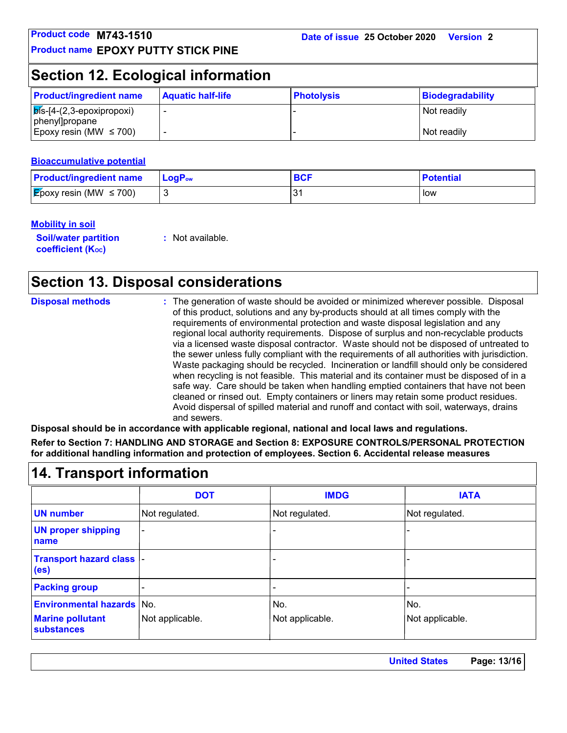## Section 12. Ecological information

| Product/ingredient name | Aquatic half-life | Photolysis | Biodegradability |
|---|---|---|---|
| bis-[4-(2,3-epoxipropoxi) phenyl]propane | - | - | Not readily |
| Epoxy resin (MW ≤ 700) | - | - | Not readily |

### Bioaccumulative potential

| Product/ingredient name | $LogP_{ow}$ | BCF | Potential |
|---|---|---|---|
| Epoxy resin (MW ≤ 700) | 3 | 31 | low |

### Mobility in soil

**Soil/water partition coefficient ($K_{OC}$)** : Not available.

## Section 13. Disposal considerations

**Disposal methods** : The generation of waste should be avoided or minimized wherever possible. Disposal of this product, solutions and any by-products should at all times comply with the requirements of environmental protection and waste disposal legislation and any regional local authority requirements. Dispose of surplus and non-recyclable products via a licensed waste disposal contractor. Waste should not be disposed of untreated to the sewer unless fully compliant with the requirements of all authorities with jurisdiction. Waste packaging should be recycled. Incineration or landfill should only be considered when recycling is not feasible. This material and its container must be disposed of in a safe way. Care should be taken when handling emptied containers that have not been cleaned or rinsed out. Empty containers or liners may retain some product residues. Avoid dispersal of spilled material and runoff and contact with soil, waterways, drains and sewers.

**Disposal should be in accordance with applicable regional, national and local laws and regulations.**

**Refer to Section 7: HANDLING AND STORAGE and Section 8: EXPOSURE CONTROLS/PERSONAL PROTECTION for additional handling information and protection of employees. Section 6. Accidental release measures**

## 14. Transport information

| | DOT | IMDG | IATA |
|---|---|---|---|
| UN number | Not regulated. | Not regulated. | Not regulated. |
| UN proper shipping name | - | - | - |
| Transport hazard class (es) | - | - | - |
| Packing group | - | - | - |
| Environmental hazards | No. | No. | No. |
| Marine pollutant substances | Not applicable. | Not applicable. | Not applicable. |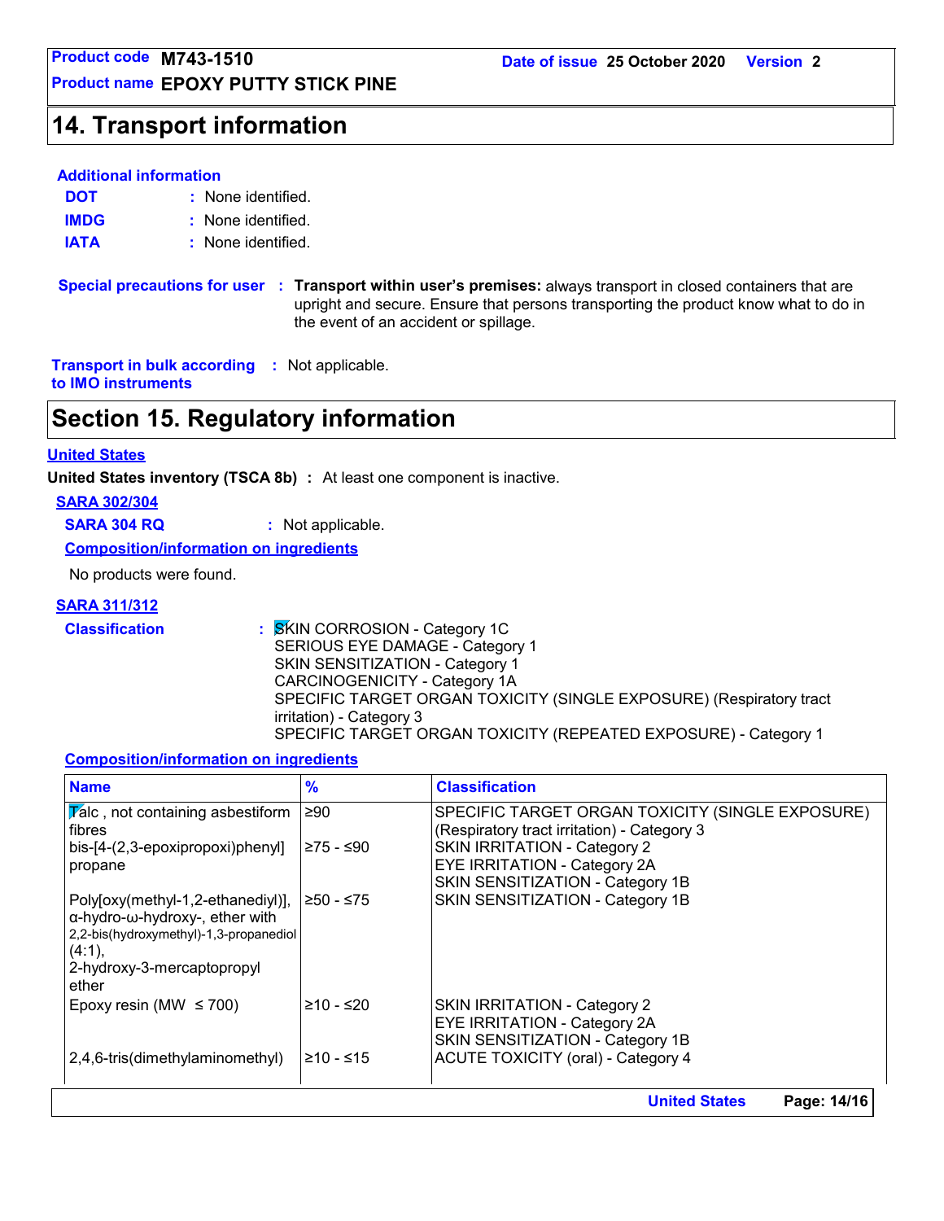## 14. Transport information

**Additional information**

**DOT** : None identified.

**IMDG** : None identified.

**IATA** : None identified.

**Special precautions for user** : **Transport within user's premises:** always transport in closed containers that are upright and secure. Ensure that persons transporting the product know what to do in the event of an accident or spillage.

**Transport in bulk according to IMO instruments** : Not applicable.

## Section 15. Regulatory information

**United States**

**United States inventory (TSCA 8b)** : At least one component is inactive.

**SARA 302/304**

**SARA 304 RQ** : Not applicable.

**Composition/information on ingredients**

No products were found.

**SARA 311/312**

**Classification** : SKIN CORROSION - Category 1C
SERIOUS EYE DAMAGE - Category 1
SKIN SENSITIZATION - Category 1
CARCINOGENICITY - Category 1A
SPECIFIC TARGET ORGAN TOXICITY (SINGLE EXPOSURE) (Respiratory tract irritation) - Category 3
SPECIFIC TARGET ORGAN TOXICITY (REPEATED EXPOSURE) - Category 1

**Composition/information on ingredients**

| Name | % | Classification |
|---|---|---|
| Talc , not containing asbestiform fibres | ≥90 | SPECIFIC TARGET ORGAN TOXICITY (SINGLE EXPOSURE) (Respiratory tract irritation) - Category 3 |
| bis-[4-(2,3-epoxipropoxi)phenyl] propane | ≥75 - ≤90 | SKIN IRRITATION - Category 2<br>EYE IRRITATION - Category 2A<br>SKIN SENSITIZATION - Category 1B |
| Poly[oxy(methyl-1,2-ethanediyl)], α-hydro-ω-hydroxy-, ether with 2,2-bis(hydroxymethyl)-1,3-propanediol (4:1), 2-hydroxy-3-mercaptopropyl ether | ≥50 - ≤75 | SKIN SENSITIZATION - Category 1B |
| Epoxy resin (MW ≤ 700) | ≥10 - ≤20 | SKIN IRRITATION - Category 2<br>EYE IRRITATION - Category 2A<br>SKIN SENSITIZATION - Category 1B |
| 2,4,6-tris(dimethylaminomethyl) | ≥10 - ≤15 | ACUTE TOXICITY (oral) - Category 4 |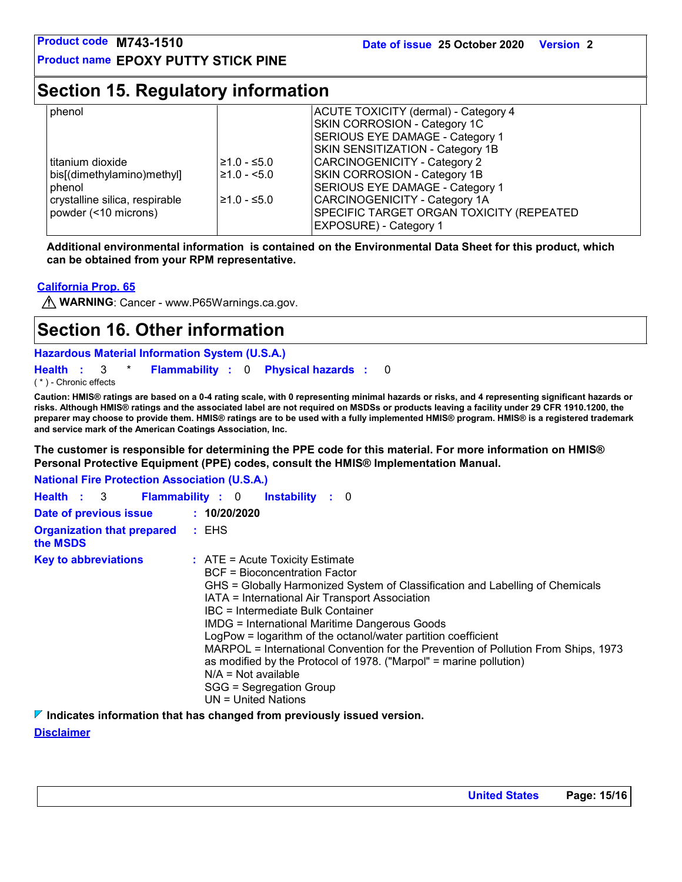## Section 15. Regulatory information

| | | |
|---|---|---|
| phenol | | ACUTE TOXICITY (dermal) - Category 4<br>SKIN CORROSION - Category 1C<br>SERIOUS EYE DAMAGE - Category 1<br>SKIN SENSITIZATION - Category 1B |
| titanium dioxide | ≥1.0 - ≤5.0 | CARCINOGENICITY - Category 2 |
| bis[(dimethylamino)methyl] phenol | ≥1.0 - <5.0 | SKIN CORROSION - Category 1B<br>SERIOUS EYE DAMAGE - Category 1 |
| crystalline silica, respirable powder (<10 microns) | ≥1.0 - ≤5.0 | CARCINOGENICITY - Category 1A<br>SPECIFIC TARGET ORGAN TOXICITY (REPEATED EXPOSURE) - Category 1 |

**Additional environmental information is contained on the Environmental Data Sheet for this product, which can be obtained from your RPM representative.**

**California Prop. 65**

⚠ **WARNING**: Cancer - www.P65Warnings.ca.gov.

## Section 16. Other information

**Hazardous Material Information System (U.S.A.)**

**Health** : 3 * **Flammability** : 0 **Physical hazards** : 0

( * ) - Chronic effects

**Caution: HMIS® ratings are based on a 0-4 rating scale, with 0 representing minimal hazards or risks, and 4 representing significant hazards or risks. Although HMIS® ratings and the associated label are not required on MSDSs or products leaving a facility under 29 CFR 1910.1200, the preparer may choose to provide them. HMIS® ratings are to be used with a fully implemented HMIS® program. HMIS® is a registered trademark and service mark of the American Coatings Association, Inc.**

**The customer is responsible for determining the PPE code for this material. For more information on HMIS® Personal Protective Equipment (PPE) codes, consult the HMIS® Implementation Manual.**

**National Fire Protection Association (U.S.A.)**

**Health** : 3 **Flammability** : 0 **Instability** : 0

**Date of previous issue** : **10/20/2020**

**Organization that prepared the MSDS** : EHS

**Key to abbreviations** : ATE = Acute Toxicity Estimate
BCF = Bioconcentration Factor
GHS = Globally Harmonized System of Classification and Labelling of Chemicals
IATA = International Air Transport Association
IBC = Intermediate Bulk Container
IMDG = International Maritime Dangerous Goods
LogPow = logarithm of the octanol/water partition coefficient
MARPOL = International Convention for the Prevention of Pollution From Ships, 1973 as modified by the Protocol of 1978. ("Marpol" = marine pollution)
N/A = Not available
SGG = Segregation Group
UN = United Nations

◤ **Indicates information that has changed from previously issued version.**

**Disclaimer**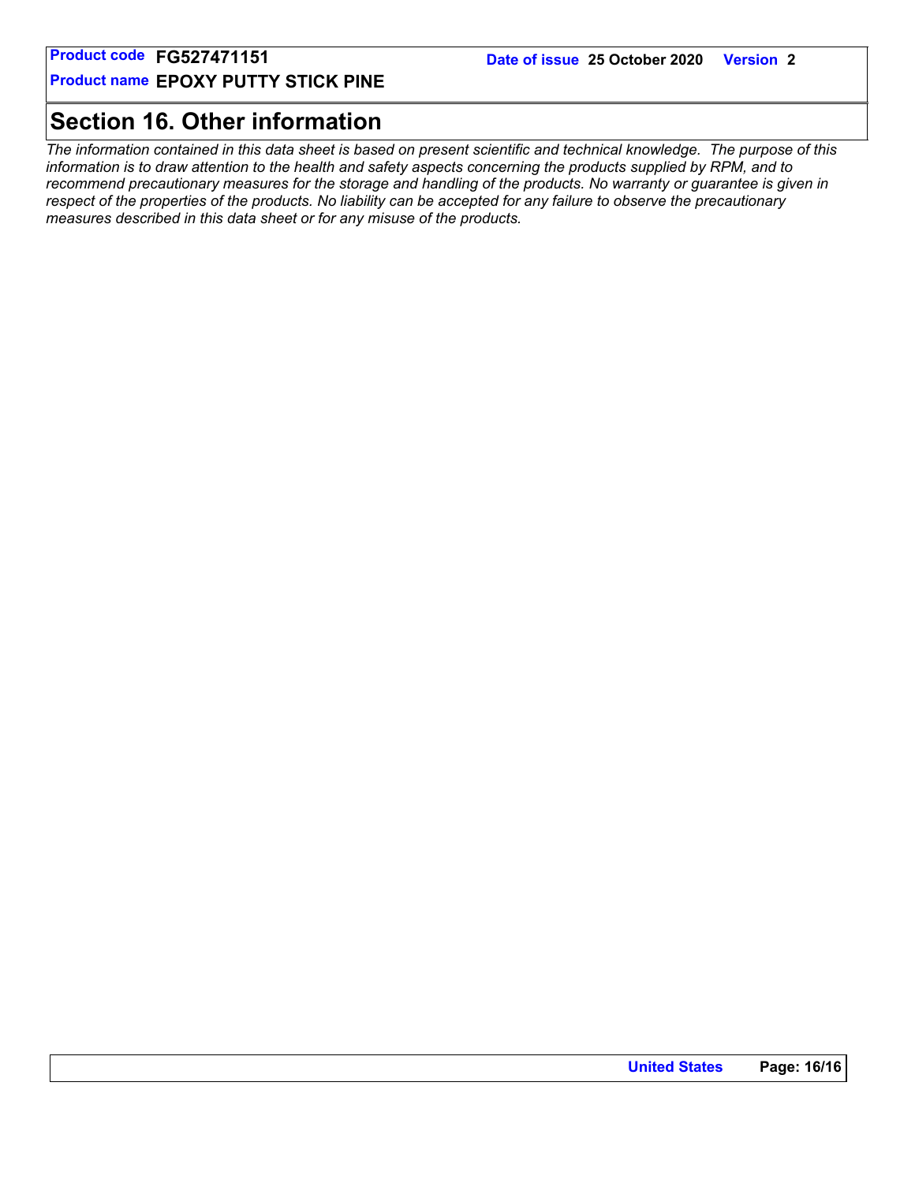## Section 16. Other information

*The information contained in this data sheet is based on present scientific and technical knowledge. The purpose of this information is to draw attention to the health and safety aspects concerning the products supplied by RPM, and to recommend precautionary measures for the storage and handling of the products. No warranty or guarantee is given in respect of the properties of the products. No liability can be accepted for any failure to observe the precautionary measures described in this data sheet or for any misuse of the products.*